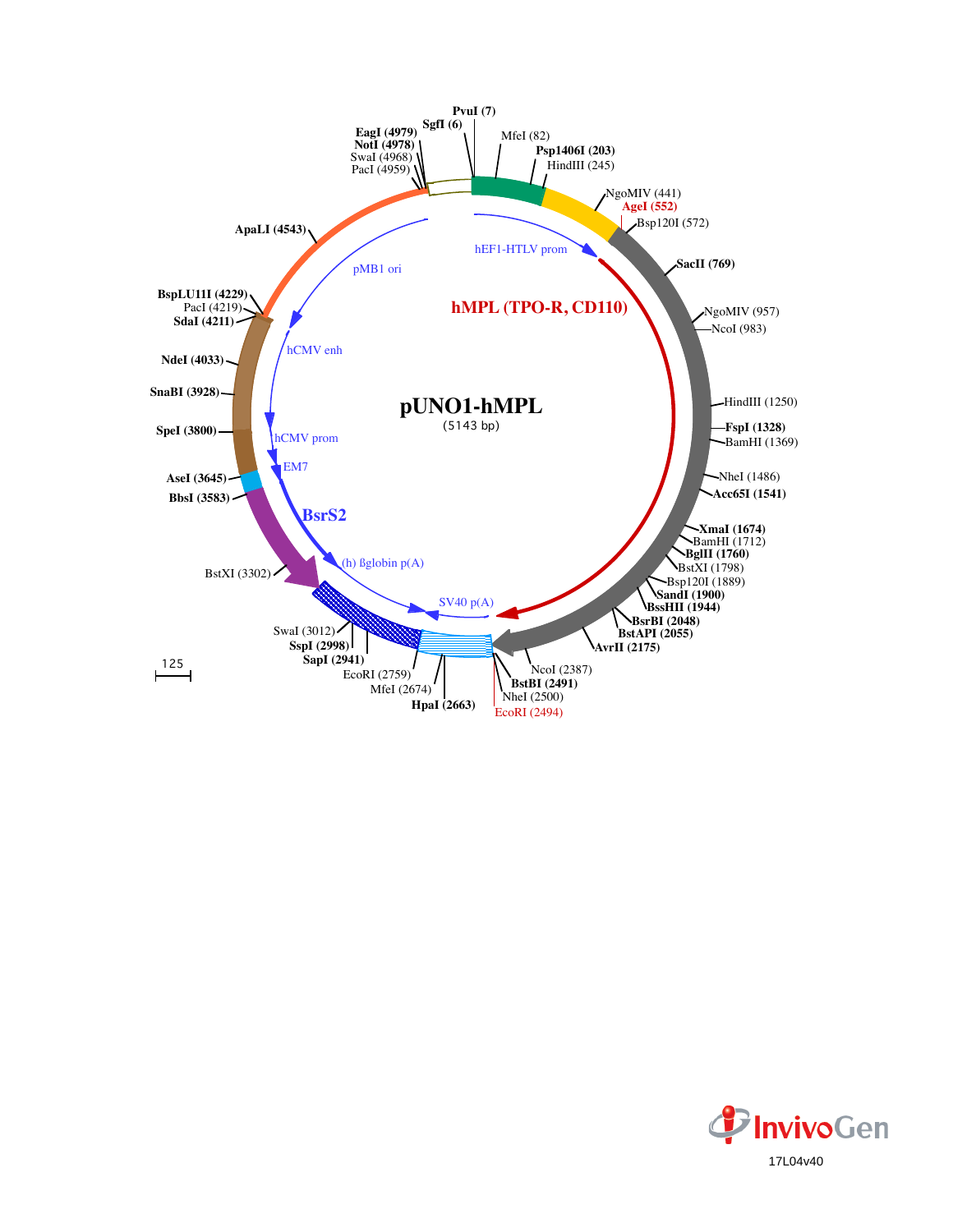# pUNO1-hMPL

(5143 bp)

- PvuI (7)
- SgfI (6)
- MfeI (82)
- Psp1406I (203)
- HindIII (245)
- NgoMIV (441)
- AgeI (552)
- Bsp120I (572)
- SacII (769)
- NgoMIV (957)
- NcoI (983)
- HindIII (1250)
- FspI (1328)
- BamHI (1369)
- NheI (1486)
- Acc65I (1541)
- XmaI (1674)
- BamHI (1712)
- BglII (1760)
- BstXI (1798)
- Bsp120I (1889)
- SandI (1900)
- BssHII (1944)
- BsrBI (2048)
- BstAPI (2055)
- AvrII (2175)
- NcoI (2387)
- BstBI (2491)
- NheI (2500)
- EcoRI (2494)
- HpaI (2663)
- MfeI (2674)
- EcoRI (2759)
- SapI (2941)
- SspI (2998)
- SwaI (3012)
- BstXI (3302)
- BbsI (3583)
- AseI (3645)
- SpeI (3800)
- SnaBI (3928)
- NdeI (4033)
- SdaI (4211)
- PacI (4219)
- BspLU11I (4229)
- ApaLI (4543)
- PacI (4959)
- SwaI (4968)
- NotI (4978)
- EagI (4979)

Features: hEF1-HTLV prom, hMPL (TPO-R, CD110), SV40 p(A), (h) ßglobin p(A), BsrS2, EM7, hCMV prom, hCMV enh, pMB1 ori

125

InvivoGen

17L04v40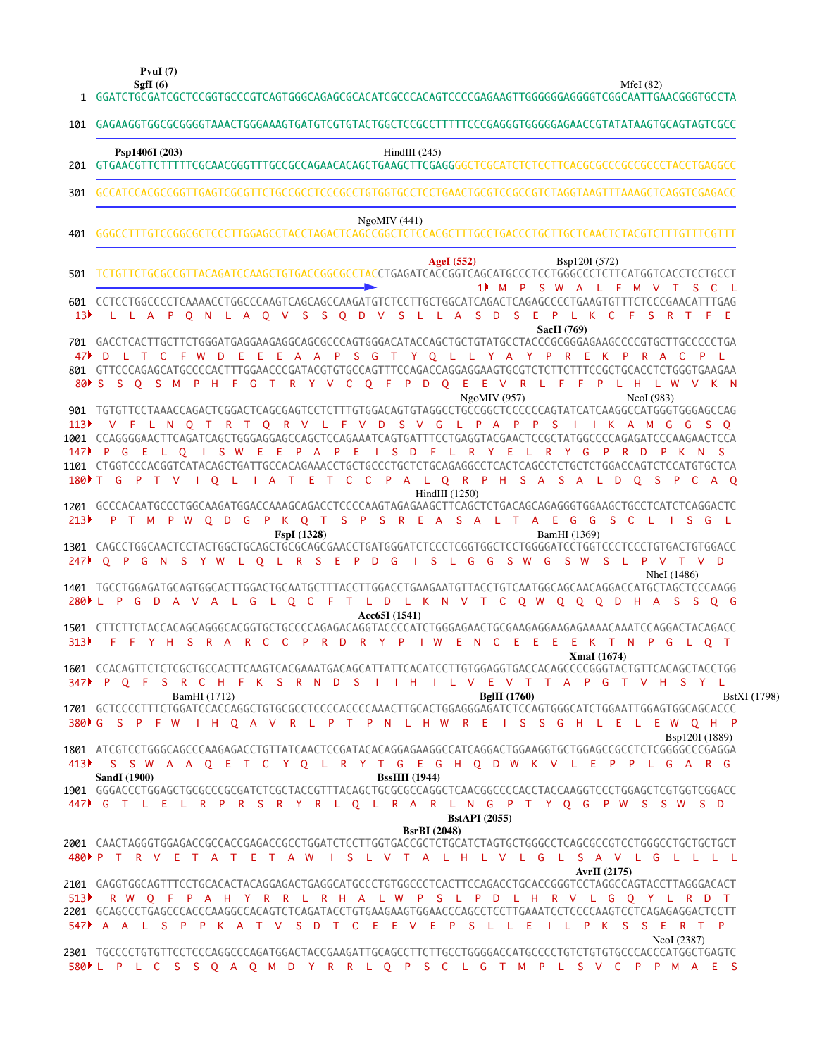```
                PvuI (7)
               SgfI (6)                                                                          MfeI (82)
   1  GGATCTGCGATCGCTCCGGTGCCCGTCAGTGGGCAGAGCGCACATCGCCCACAGTCCCCGAGAAGTTGGGGGGAGGGGTCGGCAATTGAACGGGTGCCTA

 101  GAGAAGGTGGCGCGGGGTAAACTGGGAAAGTGATGTCGTGTACTGGCTCCGCCTTTTTCCCGAGGGTGGGGGAGAACCGTATATAAGTGCAGTAGTCGCC

          Psp1406I (203)                                 HindIII (245)
 201  GTGAACGTTCTTTTTCGCAACGGGTTTGCCGCCAGAACACAGCTGAAGCTTCGAGGGGCTCGCATCTCTCCTTCACGCGCCCGCCGCCCTACCTGAGGCC

 301  GCCATCCACGCCGGTTGAGTCGCGTTCTGCCGCCTCCCGCCTGTGGTGCCTCCTGAACTGCGTCCGCCGTCTAGGTAAGTTTAAAGCTCAGGTCGAGACC

                                                 NgoMIV (441)
 401  GGGCCTTTGTCCGGCGCTCCCTTGGAGCCTACCTAGACTCAGCCGGCTCTCCACGCTTTGCCTGACCCTGCTTGCTCAACTCTACGTCTTTGTTTCGTT

                                                          AgeI (552)           Bsp120I (572)
 501  TCTGTTCTGCGCCGTTACAGATCCAAGCTGTGACCGGCGCCTACCTGAGATCACCGGTCAGCATGCCCTCCTGGGCCCTCTTCATGGTCACCTCCTGCCT
                                                                      1▸ M  P  S  W  A  L  F  M  V  T  S  C  L
 601  CCTCCTGGCCCCTCAAAACCTGGCCCAAGTCAGCAGCCAAGATGTCTCCTTGCTGGCATCAGACTCAGAGCCCCTGAAGTGTTTCTCCCGAACATTTGAG
  13▸  L  L  A  P  Q  N  L  A  Q  V  S  S  Q  D  V  S  L  L  A  S  D  S  E  P  L  K  C  F  S  R  T  F  E
                                                                           SacII (769)
 701  GACCTCACTTGCTTCTGGGATGAGGAAGAGGCAGCGCCCAGTGGGACATACCAGCTGCTGTATGCCTACCCGCGGGAGAAGCCCCGTGCTTGCCCCCTGA
  47▸ D  L  T  C  F  W  D  E  E  E  A  A  P  S  G  T  Y  Q  L  L  Y  A  Y  P  R  E  K  P  R  A  C  P  L
 801  GTTCCCAGAGCATGCCCCACTTTGGAACCCGATACGTGTGCCAGTTTCCAGACCAGGAGGAAGTGCGTCTCTTCTTTCCGCTGCACCTCTGGGTGAAGAA
  80▸ S  S  Q  S  M  P  H  F  G  T  R  Y  V  C  Q  F  P  D  Q  E  E  V  R  L  F  F  P  L  H  L  W  V  K  N
                                                       NgoMIV (957)         NcoI (983)
 901  TGTGTTCCTAAACCAGACTCGGACTCAGCGAGTCCTCTTTGTGGACAGTGTAGGCCTGCCGGCTCCCCCCAGTATCATCAAGGCCATGGGTGGGAGCCAG
 113▸  V  F  L  N  Q  T  R  T  Q  R  V  L  F  V  D  S  V  G  L  P  A  P  P  S  I  I  K  A  M  G  G  S  Q
1001  CCAGGGGAACTTCAGATCAGCTGGGAGGAGCCAGCTCCAGAAATCAGTGATTTCCTGAGGTACGAACTCCGCTATGGCCCCAGAGATCCCAAGAACTCCA
 147▸ P  G  E  L  Q  I  S  W  E  E  P  A  P  E  I  S  D  F  L  R  Y  E  L  R  Y  G  P  R  D  P  K  N  S
1101  CTGGTCCCACGGTCATACAGCTGATTGCCACAGAAACCTGCTGCCCTGCTCTGCAGAGGCCTCACTCAGCCTCTGCTCTGGACCAGTCTCCATGTGCTCA
 180▸T  G  P  T  V  I  Q  L  I  A  T  E  T  C  C  P  A  L  Q  R  P  H  S  A  S  A  L  D  Q  S  P  C  A  Q
                                                 HindIII (1250)
1201  GCCCACAATGCCCTGGCAAGATGGACCAAAGCAGACCTCCCCAAGTAGAGAAGCTTCAGCTCTGACAGCAGAGGGTGGAAGCTGCCTCATCTCAGGACTC
 213▸  P  T  M  P  W  Q  D  G  P  K  Q  T  S  P  S  R  E  A  S  A  L  T  A  E  G  G  S  C  L  I  S  G  L
                           FspI (1328)                                      BamHI (1369)
1301  CAGCCTGGCAACTCCTACTGGCTGCAGCTGCGCAGCGAACCTGATGGGATCTCCCTCGGTGGCTCCTGGGGATCCTGGTCCCTCCCTGTGACTGTGGACC
 247▸ Q  P  G  N  S  Y  W  L  Q  L  R  S  E  P  D  G  I  S  L  G  G  S  W  G  S  W  S  L  P  V  T  V  D
                                                                                   NheI (1486)
1401  TGCCTGGAGATGCAGTGGCACTTGGACTGCAATGCTTTACCTTGGACCTGAAGAATGTTACCTGTCAATGGCAGCAACAGGACCATGCTAGCTCCCAAGG
 280▸L  P  G  D  A  V  A  L  G  L  Q  C  F  T  L  D  L  K  N  V  T  C  Q  W  Q  Q  Q  D  H  A  S  S  Q  G
                                         Acc65I (1541)
1501  CTTCTTCTACCACAGCAGGGCACGGTGCTGCCCCAGAGACAGGTACCCATCTGGGAGAACTGCGAAGAGGAAGAGAAAACAAATCCAGGACTACAGACC
 313▸  F  F  Y  H  S  R  A  R  C  C  P  R  D  R  Y  P  I  W  E  N  C  E  E  E  E  K  T  N  P  G  L  Q  T
                                                                           XmaI (1674)
1601  CCACAGTTCTCTCGCTGCCACTTCAAGTCACGAAATGACAGCATTATTCACATCCTTGTGGAGGTGACCACAGCCCCGGGTACTGTTCACAGCTACCTGG
 347▸ P  Q  F  S  R  C  H  F  K  S  R  N  D  S  I  I  H  I  L  V  E  V  T  T  A  P  G  T  V  H  S  Y  L
                  BamHI (1712)                                 BglII (1760)                        BstXI (1798)
1701  GCTCCCCTTTCTGGATCCACCAGGCTGTGCGCCTCCCCACCCCAAACTTGCACTGGAGGGAGATCTCCAGTGGGCATCTGGAATTGGAGTGGCAGCACC
 380▸G  S  P  F  W  I  H  Q  A  V  R  L  P  T  P  N  L  H  W  R  E  I  S  S  G  H  L  E  L  E  W  Q  H  P
                                                                                     Bsp120I (1889)
1801  ATCGTCCTGGGCAGCCCAAGAGACCTGTTATCAACTCCGATACACAGGAGAAGGCCATCAGGACTGGAAGGTGCTGGAGCCGCCTCTCGGGGCCCGAGGA
 413▸  S  S  W  A  A  Q  E  T  C  Y  Q  L  R  Y  T  G  E  G  H  Q  D  W  K  V  L  E  P  P  L  G  A  R  G
     SandI (1900)                             BssHII (1944)
1901  GGGACCCTGGAGCTGCGCCCGCGATCTCGCTACCGTTTACAGCTGCGCGCCAGGCTCAACGGCCCCACCTACCAAGGTCCCTGGAGCTCGTGGTCGGACC
 447▸ G  T  L  E  L  R  P  R  S  R  Y  R  L  Q  L  R  A  R  L  N  G  P  T  Y  Q  G  P  W  S  S  W  S  D
                                                                 BstAPI (2055)
                                                         BsrBI (2048)
2001  CAACTAGGGTGGAGACCGCCACCGAGACCGCCTGGATCTCCTTGGTGACCGCTCTGCATCTAGTGCTGGGCCTCAGCGCCGTCCTGGGCCTGCTGCTGCT
 480▸P  T  R  V  E  T  A  T  E  T  A  W  I  S  L  V  T  A  L  H  L  V  L  G  L  S  A  V  L  G  L  L  L  L
                                                                                 AvrII (2175)
2101  GAGGTGGCAGTTTCCTGCACACTACAGGAGACTGAGGCATGCCCTGTGGCCCTCACTTCCAGACCTGCACCGGGTCCTAGGCCAGTACCTTAGGGACACT
 513▸  R  W  Q  F  P  A  H  Y  R  R  L  R  H  A  L  W  P  S  L  P  D  L  H  R  V  L  G  Q  Y  L  R  D  T
2201  GCAGCCCTGAGCCCACCCAAGGCCACAGTCTCAGATACCTGTGAAGAAGTGGAACCCAGCCTCCTTGAAATCCTCCCCAAGTCCTCAGAGAGGACTCCTT
 547▸ A  A  L  S  P  P  K  A  T  V  S  D  T  C  E  E  V  E  P  S  L  L  E  I  L  P  K  S  S  E  R  T  P
                                                                                       NcoI (2387)
2301  TGCCCCTGTGTTCCTCCCAGGCCCAGATGGACTACCGAAGATTGCAGCCTTCTTGCCTGGGGACCATGCCCCTGTCTGTGTGCCCACCCATGGCTGAGTC
 580▸L  P  L  C  S  S  Q  A  Q  M  D  Y  R  R  L  Q  P  S  C  L  G  T  M  P  L  S  V  C  P  P  M  A  E  S
```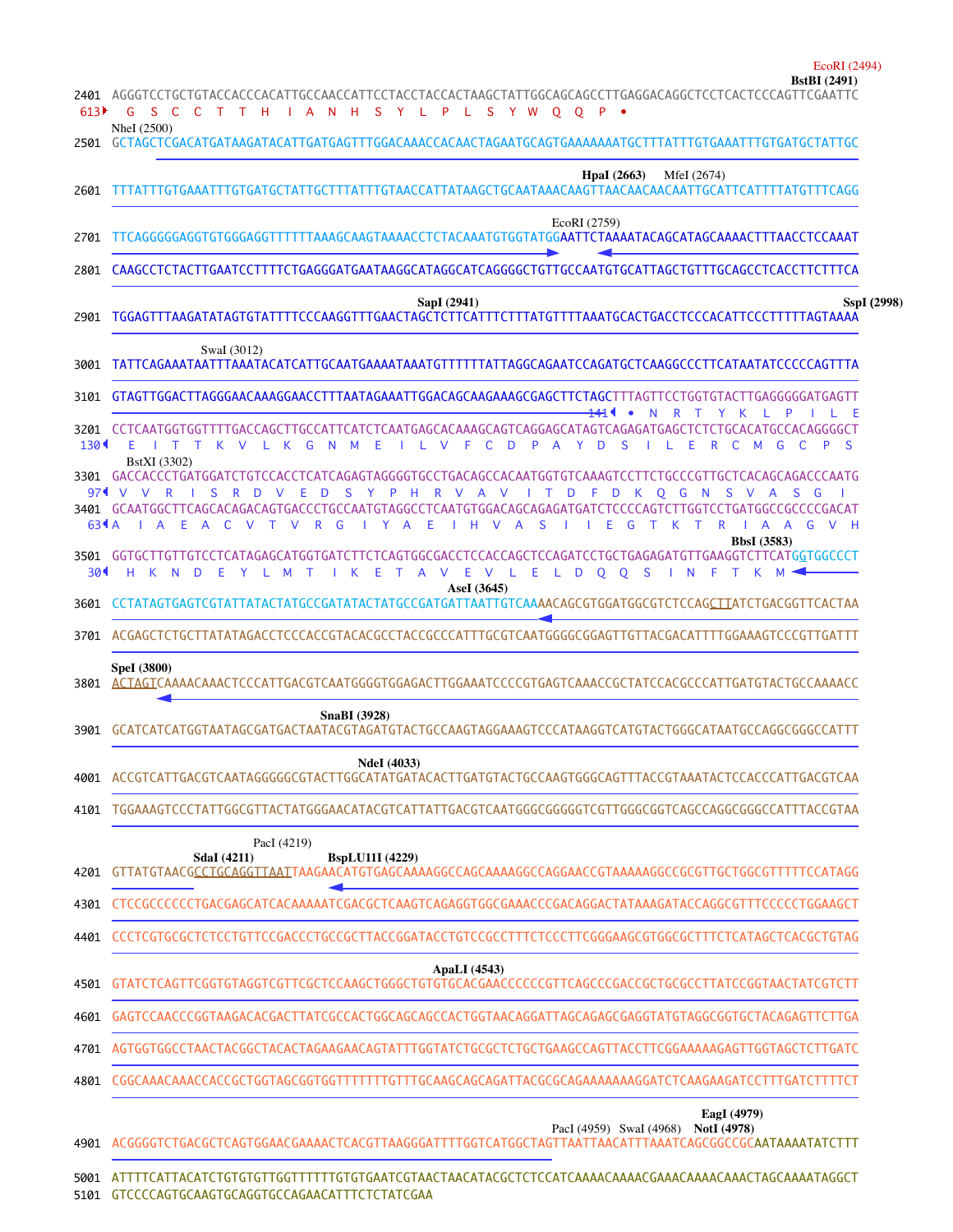EcoRI (2494)

BstBI (2491)

2401 AGGGTCCTGCTGTACCACCCACATTGCCAACCATTCCTACCTACCACTAAGCTATTGGCAGCAGCCTTGAGGACAGGCTCCTCACTCCCAGTTCGAATTC

613 G S C C T T H I A N H S Y L P L S Y W Q Q P •

NheI (2500)

2501 GCTAGCTCGACATGATAAGATACATTGATGAGTTTGGACAAACCACAACTAGAATGCAGTGAAAAAAATGCTTTATTTGTGAAATTTGTGATGCTATTGC

HpaI (2663) MfeI (2674)

2601 TTTATTTGTGAAATTTGTGATGCTATTGCTTTATTTGTAACCATTATAAGCTGCAATAAACAAGTTAACAACAACAATTGCATTCATTTTATGTTTCAGG

EcoRI (2759)

2701 TTCAGGGGGAGGTGTGGGAGGTTTTTTAAAGCAAGTAAAACCTCTACAAATGTGGTATGGAATTCTAAAATACAGCATAGCAAAACTTTAACCTCCAAAT

2801 CAAGCCTCTACTTGAATCCTTTTCTGAGGGATGAATAAGGCATAGGCATCAGGGGCTGTTGCCAATGTGCATTAGCTGTTTGCAGCCTCACCTTCTTTCA

SapI (2941) SspI (2998)

2901 TGGAGTTTAAGATATAGTGTATTTTCCCAAGGTTTGAACTAGCTCTTCATTTCTTTATGTTTTAAATGCACTGACCTCCCACATTCCCTTTTTAGTAAAA

SwaI (3012)

3001 TATTCAGAAATAATTTAAATACATCATTGCAATGAAAATAAATGTTTTTTATTAGGCAGAATCCAGATGCTCAAGGCCCTTCATAATATCCCCCAGTTTA

3101 GTAGTTGGACTTAGGGAACAAAGGAACCTTTAATAGAAATTGGACAGCAAGAAAGCGAGCTTCTAGCTTTAGTTCCTGGTGTACTTGAGGGGGATGAGTT

141 • N R T Y K L P I L E

3201 CCTCAATGGTGGTTTTGACCAGCTTGCCATTCATCTCAATGAGCACAAAGCAGTCAGGAGCATAGTCAGAGATGAGCTCTCTGCACATGCCACAGGGGCT

130 E I T T K V L K G N M E I L V F C D P A Y D S I L E R C M G C P S

BstXI (3302)

3301 GACCACCCTGATGGATCTGTCCACCTCATCAGAGTAGGGGTGCCTGACAGCCACAATGGTGTCAAAGTCCTTCTGCCCGTTGCTCACAGCAGACCCAATG

97 V V R I S R D V E D S Y P H R V A V I T D F D K Q G N S V A S G I

3401 GCAATGGCTTCAGCACAGACAGTGACCCTGCCAATGTAGGCCTCAATGTGGACAGCAGAGATGATCTCCCCAGTCTTGGTCCTGATGGCCGCCCCGACAT

63 A I A E A C V T V R G I Y A E I H V A S I I E G T K T R I A A G V H

BbsI (3583)

3501 GGTGCTTGTTGTCCTCATAGAGCATGGTGATCTTCTCAGTGGCGACCTCCACCAGCTCCAGATCCTGCTGAGAGATGTTGAAGGTCTTCATGGTGGCCCT

30 H K N D E Y L M T I K E T A V E V L E L D Q Q S I N F T K M

AseI (3645)

3601 CCTATAGTGAGTCGTATTATACTATGCCGATATACTATGCCGATGATTAATTGTCAAAACAGCGTGGATGGCGTCTCCAGCTTATCTGACGGTTCACTAA

3701 ACGAGCTCTGCTTATATAGACCTCCCACCGTACACGCCTACCGCCCATTTGCGTCAATGGGGCGGAGTTGTTACGACATTTTGGAAAGTCCCGTTGATTT

SpeI (3800)

3801 ACTAGTCAAAACAAACTCCCATTGACGTCAATGGGGTGGAGACTTGGAAATCCCCGTGAGTCAAACCGCTATCCACGCCCATTGATGTACTGCCAAAACC

SnaBI (3928)

3901 GCATCATCATGGTAATAGCGATGACTAATACGTAGATGTACTGCCAAGTAGGAAAGTCCCATAAGGTCATGTACTGGGCATAATGCCAGGCGGGCCATTT

NdeI (4033)

4001 ACCGTCATTGACGTCAATAGGGGGCGTACTTGGCATATGATACACTTGATGTACTGCCAAGTGGGCAGTTTACCGTAAATACTCCACCCATTGACGTCAA

4101 TGGAAAGTCCCTATTGGCGTTACTATGGGAACATACGTCATTATTGACGTCAATGGGCGGGGGTCGTTGGGCGGTCAGCCAGGCGGGCCATTTACCGTAA

PacI (4219)

SdaI (4211) BspLU11I (4229)

4201 GTTATGTAACGCCTGCAGGTTAATTAAGAACATGTGAGCAAAAGGCCAGCAAAAGGCCAGGAACCGTAAAAAGGCCGCGTTGCTGGCGTTTTTCCATAGG

4301 CTCCGCCCCCCTGACGAGCATCACAAAAATCGACGCTCAAGTCAGAGGTGGCGAAACCCGACAGGACTATAAAGATACCAGGCGTTTCCCCCTGGAAGCT

4401 CCCTCGTGCGCTCTCCTGTTCCGACCCTGCCGCTTACCGGATACCTGTCCGCCTTTCTCCCTTCGGGAAGCGTGGCGCTTTCTCATAGCTCACGCTGTAG

ApaLI (4543)

4501 GTATCTCAGTTCGGTGTAGGTCGTTCGCTCCAAGCTGGGCTGTGTGCACGAACCCCCCGTTCAGCCCGACCGCTGCGCCTTATCCGGTAACTATCGTCTT

4601 GAGTCCAACCCGGTAAGACACGACTTATCGCCACTGGCAGCAGCCACTGGTAACAGGATTAGCAGAGCGAGGTATGTAGGCGGTGCTACAGAGTTCTTGA

4701 AGTGGTGGCCTAACTACGGCTACACTAGAAGAACAGTATTTGGTATCTGCGCTCTGCTGAAGCCAGTTACCTTCGGAAAAAGAGTTGGTAGCTCTTGATC

4801 CGGCAAACAAACCACCGCTGGTAGCGGTGGTTTTTTTGTTTGCAAGCAGCAGATTACGCGCAGAAAAAAAGGATCTCAAGAAGATCCTTTGATCTTTTCT

EagI (4979)

PacI (4959) SwaI (4968) NotI (4978)

4901 ACGGGGTCTGACGCTCAGTGGAACGAAAACTCACGTTAAGGGATTTTGGTCATGGCTAGTTAATTAACATTTAAATCAGCGGCCGCAATAAAATATCTTT

5001 ATTTTCATTACATCTGTGTGTTGGTTTTTTGTGTGAATCGTAACTAACATACGCTCTCCATCAAAACAAAACGAAACAAAACAAACTAGCAAAATAGGCT

5101 GTCCCCAGTGCAAGTGCAGGTGCCAGAACATTTCTCTATCGAA